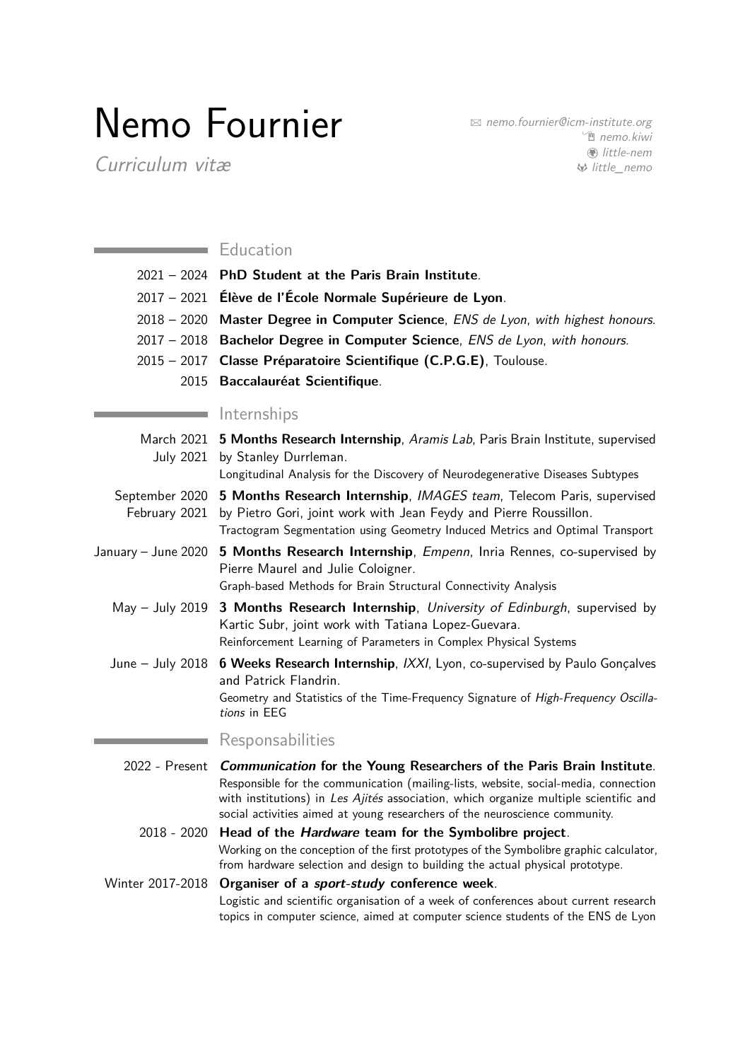# Nemo Fournier

*Curriculum vitæ*

nemo.fournier@icm-institute.org
nemo.kiwi
little-nem
little_nemo

## Education

2021 – 2024 **PhD Student at the Paris Brain Institute**.

2017 – 2021 **Élève de l'École Normale Supérieure de Lyon**.

2018 – 2020 **Master Degree in Computer Science**, *ENS de Lyon*, *with highest honours*.

2017 – 2018 **Bachelor Degree in Computer Science**, *ENS de Lyon*, *with honours*.

2015 – 2017 **Classe Préparatoire Scientifique (C.P.G.E)**, Toulouse.

2015 **Baccalauréat Scientifique**.

## Internships

March 2021 – July 2021 **5 Months Research Internship**, *Aramis Lab*, Paris Brain Institute, supervised by Stanley Durrleman.
Longitudinal Analysis for the Discovery of Neurodegenerative Diseases Subtypes

September 2020 – February 2021 **5 Months Research Internship**, *IMAGES team*, Telecom Paris, supervised by Pietro Gori, joint work with Jean Feydy and Pierre Roussillon.
Tractogram Segmentation using Geometry Induced Metrics and Optimal Transport

January – June 2020 **5 Months Research Internship**, *Empenn*, Inria Rennes, co-supervised by Pierre Maurel and Julie Coloigner.
Graph-based Methods for Brain Structural Connectivity Analysis

May – July 2019 **3 Months Research Internship**, *University of Edinburgh*, supervised by Kartic Subr, joint work with Tatiana Lopez-Guevara.
Reinforcement Learning of Parameters in Complex Physical Systems

June – July 2018 **6 Weeks Research Internship**, *IXXI*, Lyon, co-supervised by Paulo Gonçalves and Patrick Flandrin.
Geometry and Statistics of the Time-Frequency Signature of *High-Frequency Oscillations* in EEG

## Responsabilities

2022 - Present ***Communication* for the Young Researchers of the Paris Brain Institute**.
Responsible for the communication (mailing-lists, website, social-media, connection with institutions) in *Les Ajités* association, which organize multiple scientific and social activities aimed at young researchers of the neuroscience community.

2018 - 2020 **Head of the *Hardware* team for the Symbolibre project**.
Working on the conception of the first prototypes of the Symbolibre graphic calculator, from hardware selection and design to building the actual physical prototype.

Winter 2017-2018 **Organiser of a *sport-study* conference week**.
Logistic and scientific organisation of a week of conferences about current research topics in computer science, aimed at computer science students of the ENS de Lyon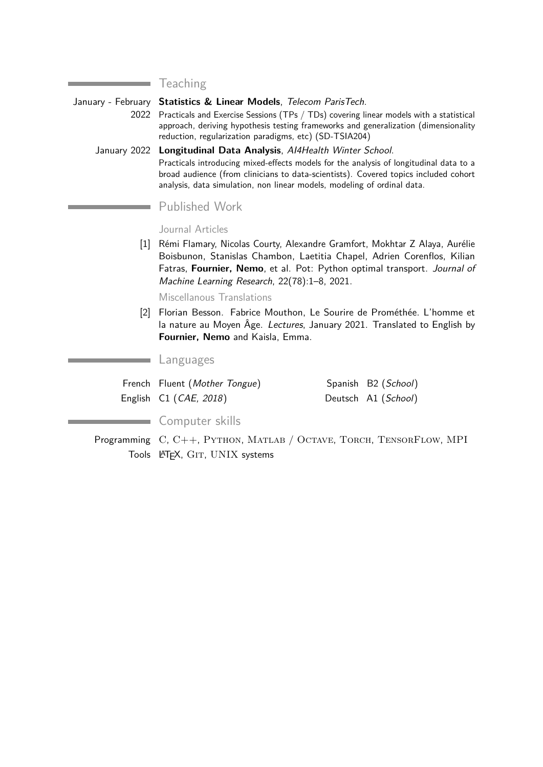## Teaching

**January - February 2022** — **Statistics & Linear Models**, *Telecom ParisTech*.
Practicals and Exercise Sessions (TPs / TDs) covering linear models with a statistical approach, deriving hypothesis testing frameworks and generalization (dimensionality reduction, regularization paradigms, etc) (SD-TSIA204)

**January 2022** — **Longitudinal Data Analysis**, *AI4Health Winter School*.
Practicals introducing mixed-effects models for the analysis of longitudinal data to a broad audience (from clinicians to data-scientists). Covered topics included cohort analysis, data simulation, non linear models, modeling of ordinal data.

## Published Work

### Journal Articles

[1] Rémi Flamary, Nicolas Courty, Alexandre Gramfort, Mokhtar Z Alaya, Aurélie Boisbunon, Stanislas Chambon, Laetitia Chapel, Adrien Corenflos, Kilian Fatras, **Fournier, Nemo**, et al. Pot: Python optimal transport. *Journal of Machine Learning Research*, 22(78):1–8, 2021.

### Miscellanous Translations

[2] Florian Besson. Fabrice Mouthon, Le Sourire de Prométhée. L'homme et la nature au Moyen Âge. *Lectures*, January 2021. Translated to English by **Fournier, Nemo** and Kaisla, Emma.

## Languages

| | | | |
|---|---|---|---|
| French | Fluent (*Mother Tongue*) | Spanish | B2 (*School*) |
| English | C1 (*CAE, 2018*) | Deutsch | A1 (*School*) |

## Computer skills

**Programming** C, C++, Python, Matlab / Octave, Torch, TensorFlow, MPI

**Tools** LaTeX, Git, UNIX systems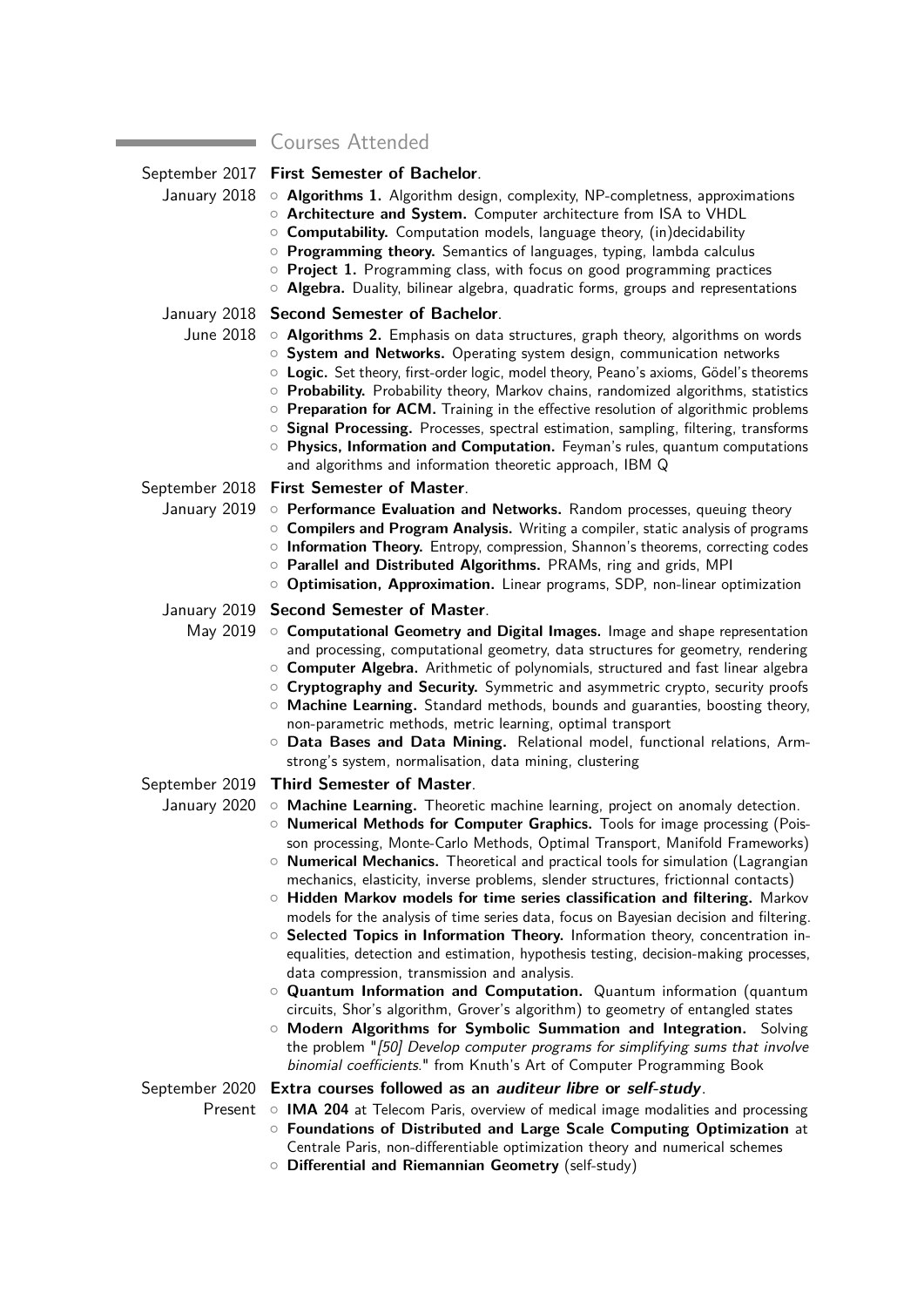## Courses Attended

**September 2017 – January 2018** **First Semester of Bachelor**.

- **Algorithms 1.** Algorithm design, complexity, NP-completness, approximations
- **Architecture and System.** Computer architecture from ISA to VHDL
- **Computability.** Computation models, language theory, (in)decidability
- **Programming theory.** Semantics of languages, typing, lambda calculus
- **Project 1.** Programming class, with focus on good programming practices
- **Algebra.** Duality, bilinear algebra, quadratic forms, groups and representations

**January 2018 – June 2018** **Second Semester of Bachelor**.

- **Algorithms 2.** Emphasis on data structures, graph theory, algorithms on words
- **System and Networks.** Operating system design, communication networks
- **Logic.** Set theory, first-order logic, model theory, Peano's axioms, Gödel's theorems
- **Probability.** Probability theory, Markov chains, randomized algorithms, statistics
- **Preparation for ACM.** Training in the effective resolution of algorithmic problems
- **Signal Processing.** Processes, spectral estimation, sampling, filtering, transforms
- **Physics, Information and Computation.** Feyman's rules, quantum computations and algorithms and information theoretic approach, IBM Q

**September 2018 – January 2019** **First Semester of Master**.

- **Performance Evaluation and Networks.** Random processes, queuing theory
- **Compilers and Program Analysis.** Writing a compiler, static analysis of programs
- **Information Theory.** Entropy, compression, Shannon's theorems, correcting codes
- **Parallel and Distributed Algorithms.** PRAMs, ring and grids, MPI
- **Optimisation, Approximation.** Linear programs, SDP, non-linear optimization

**January 2019 – May 2019** **Second Semester of Master**.

- **Computational Geometry and Digital Images.** Image and shape representation and processing, computational geometry, data structures for geometry, rendering
- **Computer Algebra.** Arithmetic of polynomials, structured and fast linear algebra
- **Cryptography and Security.** Symmetric and asymmetric crypto, security proofs
- **Machine Learning.** Standard methods, bounds and guaranties, boosting theory, non-parametric methods, metric learning, optimal transport
- **Data Bases and Data Mining.** Relational model, functional relations, Armstrong's system, normalisation, data mining, clustering

**September 2019 – January 2020** **Third Semester of Master**.

- **Machine Learning.** Theoretic machine learning, project on anomaly detection.
- **Numerical Methods for Computer Graphics.** Tools for image processing (Poisson processing, Monte-Carlo Methods, Optimal Transport, Manifold Frameworks)
- **Numerical Mechanics.** Theoretical and practical tools for simulation (Lagrangian mechanics, elasticity, inverse problems, slender structures, frictionnal contacts)
- **Hidden Markov models for time series classification and filtering.** Markov models for the analysis of time series data, focus on Bayesian decision and filtering.
- **Selected Topics in Information Theory.** Information theory, concentration inequalities, detection and estimation, hypothesis testing, decision-making processes, data compression, transmission and analysis.
- **Quantum Information and Computation.** Quantum information (quantum circuits, Shor's algorithm, Grover's algorithm) to geometry of entangled states
- **Modern Algorithms for Symbolic Summation and Integration.** Solving the problem "*[50] Develop computer programs for simplifying sums that involve binomial coefficients.*" from Knuth's Art of Computer Programming Book

**September 2020 – Present** **Extra courses followed as an *auditeur libre* or *self-study***.

- **IMA 204** at Telecom Paris, overview of medical image modalities and processing
- **Foundations of Distributed and Large Scale Computing Optimization** at Centrale Paris, non-differentiable optimization theory and numerical schemes
- **Differential and Riemannian Geometry** (self-study)